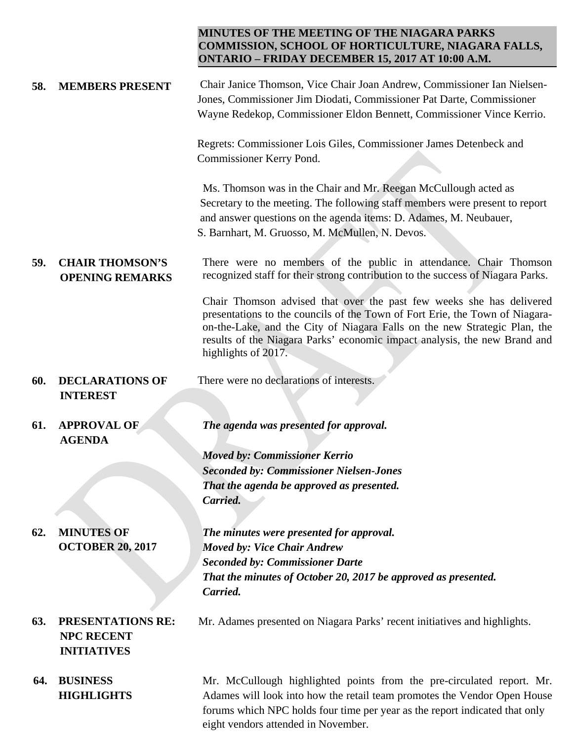**MINUTES OF THE MEETING OF THE NIAGARA PARKS COMMISSION, SCHOOL OF HORTICULTURE, NIAGARA FALLS, ONTARIO – FRIDAY DECEMBER 15, 2017 AT 10:00 A.M.**

**58. MEMBERS PRESENT**

Chair Janice Thomson, Vice Chair Joan Andrew, Commissioner Ian Nielsen-Jones, Commissioner Jim Diodati, Commissioner Pat Darte, Commissioner Wayne Redekop, Commissioner Eldon Bennett, Commissioner Vince Kerrio.

Regrets: Commissioner Lois Giles, Commissioner James Detenbeck and Commissioner Kerry Pond.

Ms. Thomson was in the Chair and Mr. Reegan McCullough acted as Secretary to the meeting. The following staff members were present to report and answer questions on the agenda items: D. Adames, M. Neubauer, S. Barnhart, M. Gruosso, M. McMullen, N. Devos.

**59. CHAIR THOMSON'S OPENING REMARKS**

There were no members of the public in attendance. Chair Thomson recognized staff for their strong contribution to the success of Niagara Parks.

Chair Thomson advised that over the past few weeks she has delivered presentations to the councils of the Town of Fort Erie, the Town of Niagara-on-the-Lake, and the City of Niagara Falls on the new Strategic Plan, the results of the Niagara Parks' economic impact analysis, the new Brand and highlights of 2017.

**60. DECLARATIONS OF INTEREST**

There were no declarations of interests.

**61. APPROVAL OF AGENDA**

***The agenda was presented for approval.***

***Moved by: Commissioner Kerrio***
***Seconded by: Commissioner Nielsen-Jones***
***That the agenda be approved as presented.***
***Carried.***

**62. MINUTES OF OCTOBER 20, 2017**

***The minutes were presented for approval.***
***Moved by: Vice Chair Andrew***
***Seconded by: Commissioner Darte***
***That the minutes of October 20, 2017 be approved as presented.***
***Carried.***

**63. PRESENTATIONS RE: NPC RECENT INITIATIVES**

Mr. Adames presented on Niagara Parks' recent initiatives and highlights.

**64. BUSINESS HIGHLIGHTS**

Mr. McCullough highlighted points from the pre-circulated report. Mr. Adames will look into how the retail team promotes the Vendor Open House forums which NPC holds four time per year as the report indicated that only eight vendors attended in November.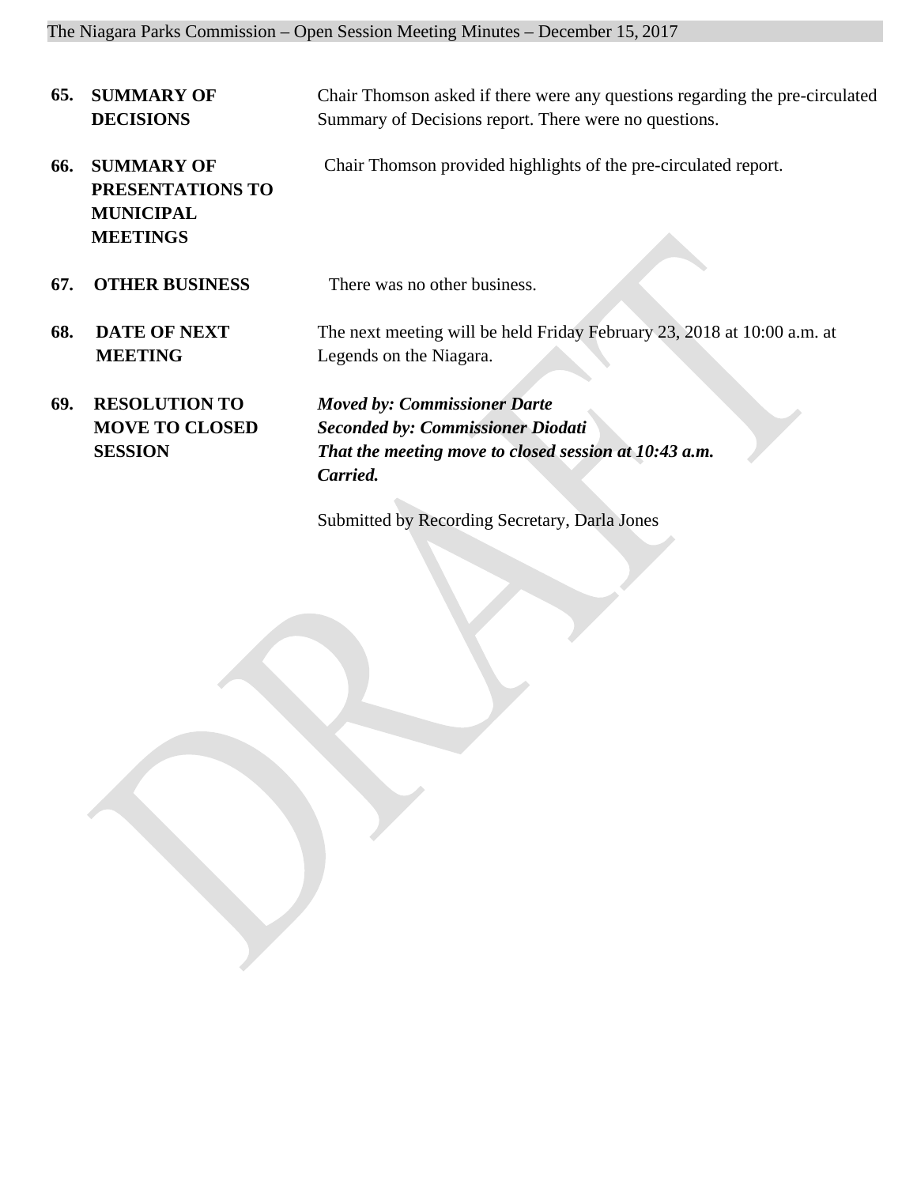**65. SUMMARY OF DECISIONS**

Chair Thomson asked if there were any questions regarding the pre-circulated Summary of Decisions report. There were no questions.

**66. SUMMARY OF PRESENTATIONS TO MUNICIPAL MEETINGS**

Chair Thomson provided highlights of the pre-circulated report.

**67. OTHER BUSINESS**

There was no other business.

**68. DATE OF NEXT MEETING**

The next meeting will be held Friday February 23, 2018 at 10:00 a.m. at Legends on the Niagara.

**69. RESOLUTION TO MOVE TO CLOSED SESSION**

***Moved by: Commissioner Darte***
***Seconded by: Commissioner Diodati***
***That the meeting move to closed session at 10:43 a.m.***
***Carried.***

Submitted by Recording Secretary, Darla Jones

DRAFT